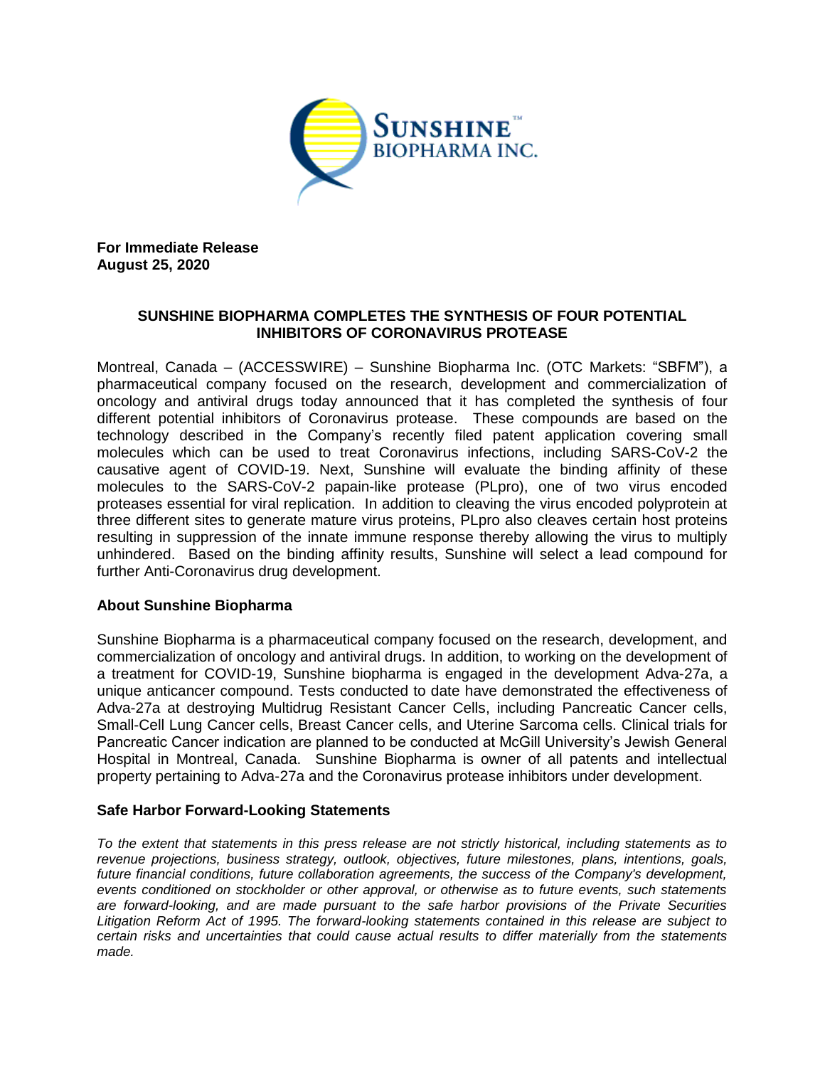**For Immediate Release**
**August 25, 2020**

## SUNSHINE BIOPHARMA COMPLETES THE SYNTHESIS OF FOUR POTENTIAL INHIBITORS OF CORONAVIRUS PROTEASE

Montreal, Canada – (ACCESSWIRE) – Sunshine Biopharma Inc. (OTC Markets: "SBFM"), a pharmaceutical company focused on the research, development and commercialization of oncology and antiviral drugs today announced that it has completed the synthesis of four different potential inhibitors of Coronavirus protease. These compounds are based on the technology described in the Company's recently filed patent application covering small molecules which can be used to treat Coronavirus infections, including SARS-CoV-2 the causative agent of COVID-19. Next, Sunshine will evaluate the binding affinity of these molecules to the SARS-CoV-2 papain-like protease (PLpro), one of two virus encoded proteases essential for viral replication. In addition to cleaving the virus encoded polyprotein at three different sites to generate mature virus proteins, PLpro also cleaves certain host proteins resulting in suppression of the innate immune response thereby allowing the virus to multiply unhindered. Based on the binding affinity results, Sunshine will select a lead compound for further Anti-Coronavirus drug development.

### About Sunshine Biopharma

Sunshine Biopharma is a pharmaceutical company focused on the research, development, and commercialization of oncology and antiviral drugs. In addition, to working on the development of a treatment for COVID-19, Sunshine biopharma is engaged in the development Adva-27a, a unique anticancer compound. Tests conducted to date have demonstrated the effectiveness of Adva-27a at destroying Multidrug Resistant Cancer Cells, including Pancreatic Cancer cells, Small-Cell Lung Cancer cells, Breast Cancer cells, and Uterine Sarcoma cells. Clinical trials for Pancreatic Cancer indication are planned to be conducted at McGill University's Jewish General Hospital in Montreal, Canada. Sunshine Biopharma is owner of all patents and intellectual property pertaining to Adva-27a and the Coronavirus protease inhibitors under development.

### Safe Harbor Forward-Looking Statements

*To the extent that statements in this press release are not strictly historical, including statements as to revenue projections, business strategy, outlook, objectives, future milestones, plans, intentions, goals, future financial conditions, future collaboration agreements, the success of the Company's development, events conditioned on stockholder or other approval, or otherwise as to future events, such statements are forward-looking, and are made pursuant to the safe harbor provisions of the Private Securities Litigation Reform Act of 1995. The forward-looking statements contained in this release are subject to certain risks and uncertainties that could cause actual results to differ materially from the statements made.*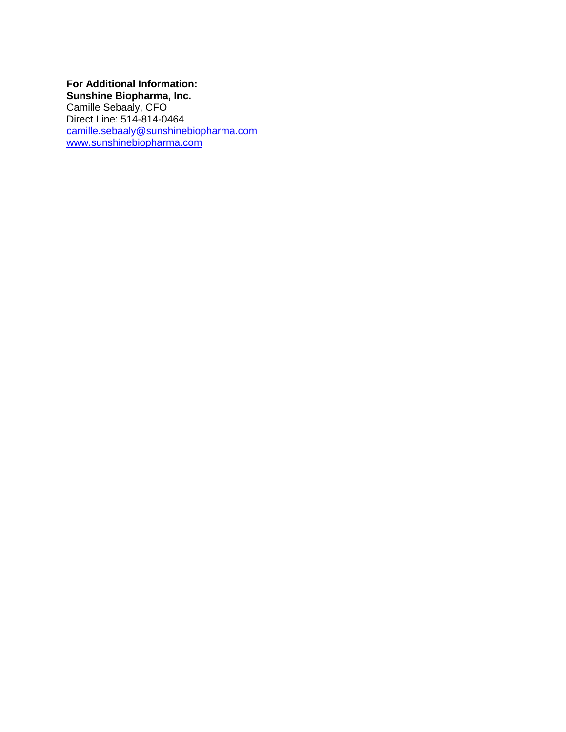**For Additional Information:**
**Sunshine Biopharma, Inc.**
Camille Sebaaly, CFO
Direct Line: 514-814-0464
camille.sebaaly@sunshinebiopharma.com
www.sunshinebiopharma.com